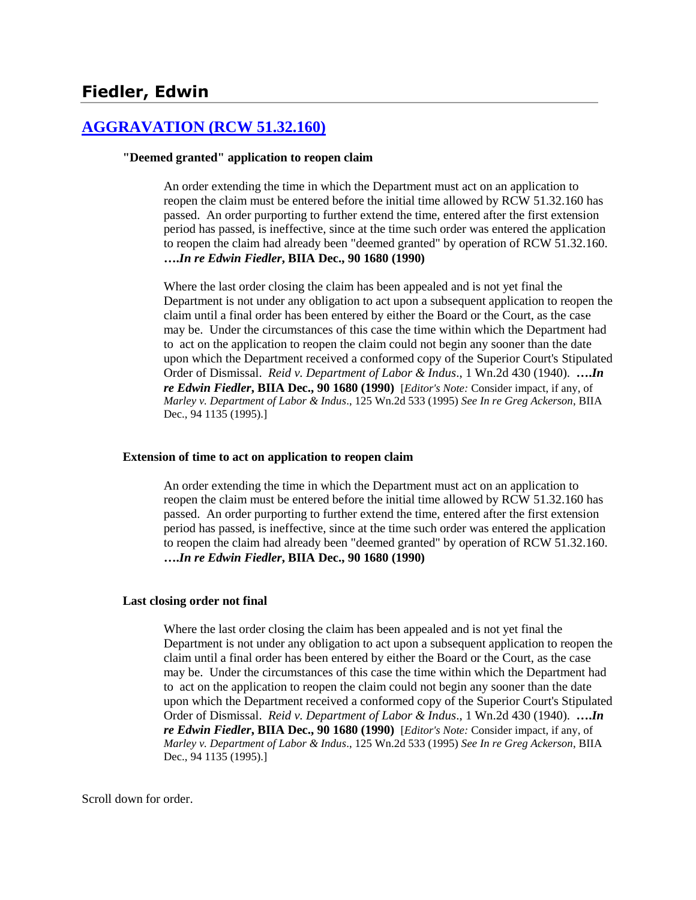# Fiedler, Edwin

## [AGGRAVATION (RCW 51.32.160)]

### "Deemed granted" application to reopen claim

An order extending the time in which the Department must act on an application to reopen the claim must be entered before the initial time allowed by RCW 51.32.160 has passed. An order purporting to further extend the time, entered after the first extension period has passed, is ineffective, since at the time such order was entered the application to reopen the claim had already been "deemed granted" by operation of RCW 51.32.160. ***….In re Edwin Fiedler*, BIIA Dec., 90 1680 (1990)**

Where the last order closing the claim has been appealed and is not yet final the Department is not under any obligation to act upon a subsequent application to reopen the claim until a final order has been entered by either the Board or the Court, as the case may be. Under the circumstances of this case the time within which the Department had to act on the application to reopen the claim could not begin any sooner than the date upon which the Department received a conformed copy of the Superior Court's Stipulated Order of Dismissal. *Reid v. Department of Labor & Indus*., 1 Wn.2d 430 (1940). ***….In re Edwin Fiedler*, BIIA Dec., 90 1680 (1990)** [*Editor's Note:* Consider impact, if any, of *Marley v. Department of Labor & Indus*., 125 Wn.2d 533 (1995) *See In re Greg Ackerson*, BIIA Dec., 94 1135 (1995).]

### Extension of time to act on application to reopen claim

An order extending the time in which the Department must act on an application to reopen the claim must be entered before the initial time allowed by RCW 51.32.160 has passed. An order purporting to further extend the time, entered after the first extension period has passed, is ineffective, since at the time such order was entered the application to reopen the claim had already been "deemed granted" by operation of RCW 51.32.160. ***….In re Edwin Fiedler*, BIIA Dec., 90 1680 (1990)**

### Last closing order not final

Where the last order closing the claim has been appealed and is not yet final the Department is not under any obligation to act upon a subsequent application to reopen the claim until a final order has been entered by either the Board or the Court, as the case may be. Under the circumstances of this case the time within which the Department had to act on the application to reopen the claim could not begin any sooner than the date upon which the Department received a conformed copy of the Superior Court's Stipulated Order of Dismissal. *Reid v. Department of Labor & Indus*., 1 Wn.2d 430 (1940). ***….In re Edwin Fiedler*, BIIA Dec., 90 1680 (1990)** [*Editor's Note:* Consider impact, if any, of *Marley v. Department of Labor & Indus*., 125 Wn.2d 533 (1995) *See In re Greg Ackerson*, BIIA Dec., 94 1135 (1995).]

Scroll down for order.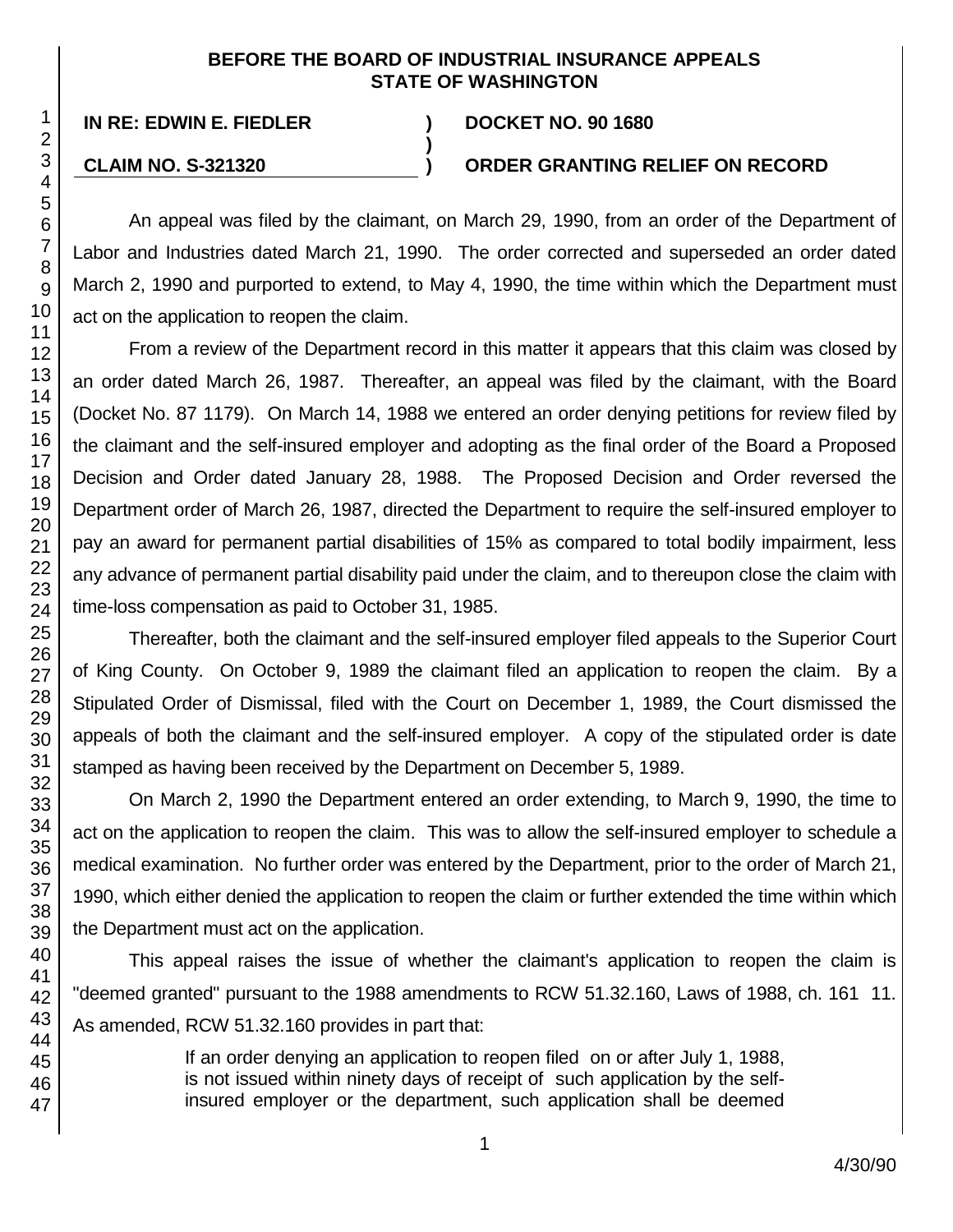**BEFORE THE BOARD OF INDUSTRIAL INSURANCE APPEALS**
**STATE OF WASHINGTON**

| **IN RE: EDWIN E. FIEDLER** | **)** | **DOCKET NO. 90 1680** |
|---|---|---|
| | **)** | |
| **CLAIM NO. S-321320** | **)** | **ORDER GRANTING RELIEF ON RECORD** |

An appeal was filed by the claimant, on March 29, 1990, from an order of the Department of Labor and Industries dated March 21, 1990. The order corrected and superseded an order dated March 2, 1990 and purported to extend, to May 4, 1990, the time within which the Department must act on the application to reopen the claim.

From a review of the Department record in this matter it appears that this claim was closed by an order dated March 26, 1987. Thereafter, an appeal was filed by the claimant, with the Board (Docket No. 87 1179). On March 14, 1988 we entered an order denying petitions for review filed by the claimant and the self-insured employer and adopting as the final order of the Board a Proposed Decision and Order dated January 28, 1988. The Proposed Decision and Order reversed the Department order of March 26, 1987, directed the Department to require the self-insured employer to pay an award for permanent partial disabilities of 15% as compared to total bodily impairment, less any advance of permanent partial disability paid under the claim, and to thereupon close the claim with time-loss compensation as paid to October 31, 1985.

Thereafter, both the claimant and the self-insured employer filed appeals to the Superior Court of King County. On October 9, 1989 the claimant filed an application to reopen the claim. By a Stipulated Order of Dismissal, filed with the Court on December 1, 1989, the Court dismissed the appeals of both the claimant and the self-insured employer. A copy of the stipulated order is date stamped as having been received by the Department on December 5, 1989.

On March 2, 1990 the Department entered an order extending, to March 9, 1990, the time to act on the application to reopen the claim. This was to allow the self-insured employer to schedule a medical examination. No further order was entered by the Department, prior to the order of March 21, 1990, which either denied the application to reopen the claim or further extended the time within which the Department must act on the application.

This appeal raises the issue of whether the claimant's application to reopen the claim is "deemed granted" pursuant to the 1988 amendments to RCW 51.32.160, Laws of 1988, ch. 161 11. As amended, RCW 51.32.160 provides in part that:

> If an order denying an application to reopen filed on or after July 1, 1988, is not issued within ninety days of receipt of such application by the self-insured employer or the department, such application shall be deemed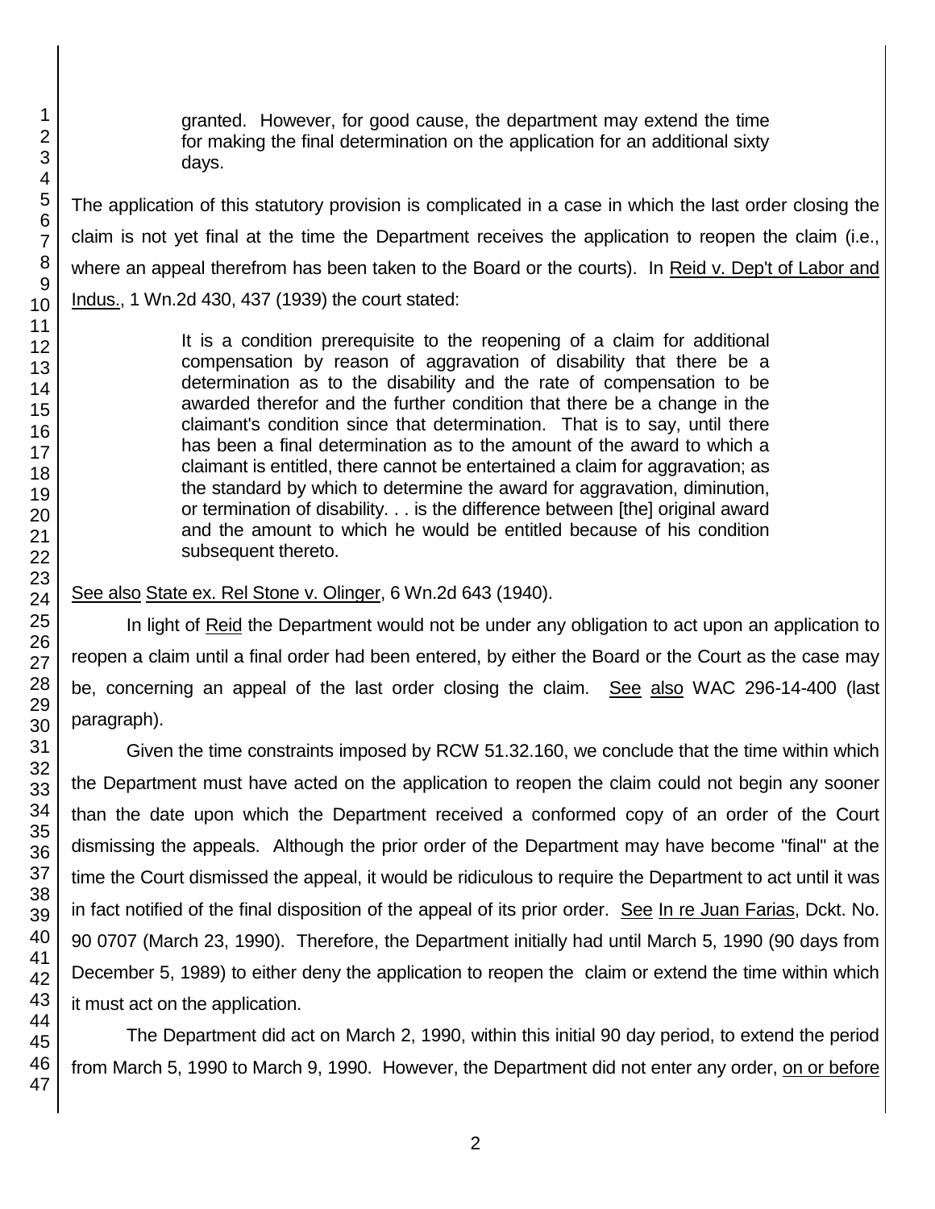> granted. However, for good cause, the department may extend the time for making the final determination on the application for an additional sixty days.

The application of this statutory provision is complicated in a case in which the last order closing the claim is not yet final at the time the Department receives the application to reopen the claim (i.e., where an appeal therefrom has been taken to the Board or the courts). In Reid v. Dep't of Labor and Indus., 1 Wn.2d 430, 437 (1939) the court stated:

> It is a condition prerequisite to the reopening of a claim for additional compensation by reason of aggravation of disability that there be a determination as to the disability and the rate of compensation to be awarded therefor and the further condition that there be a change in the claimant's condition since that determination. That is to say, until there has been a final determination as to the amount of the award to which a claimant is entitled, there cannot be entertained a claim for aggravation; as the standard by which to determine the award for aggravation, diminution, or termination of disability. . . is the difference between [the] original award and the amount to which he would be entitled because of his condition subsequent thereto.

See also State ex. Rel Stone v. Olinger, 6 Wn.2d 643 (1940).

In light of Reid the Department would not be under any obligation to act upon an application to reopen a claim until a final order had been entered, by either the Board or the Court as the case may be, concerning an appeal of the last order closing the claim. See also WAC 296-14-400 (last paragraph).

Given the time constraints imposed by RCW 51.32.160, we conclude that the time within which the Department must have acted on the application to reopen the claim could not begin any sooner than the date upon which the Department received a conformed copy of an order of the Court dismissing the appeals. Although the prior order of the Department may have become "final" at the time the Court dismissed the appeal, it would be ridiculous to require the Department to act until it was in fact notified of the final disposition of the appeal of its prior order. See In re Juan Farias, Dckt. No. 90 0707 (March 23, 1990). Therefore, the Department initially had until March 5, 1990 (90 days from December 5, 1989) to either deny the application to reopen the claim or extend the time within which it must act on the application.

The Department did act on March 2, 1990, within this initial 90 day period, to extend the period from March 5, 1990 to March 9, 1990. However, the Department did not enter any order, on or before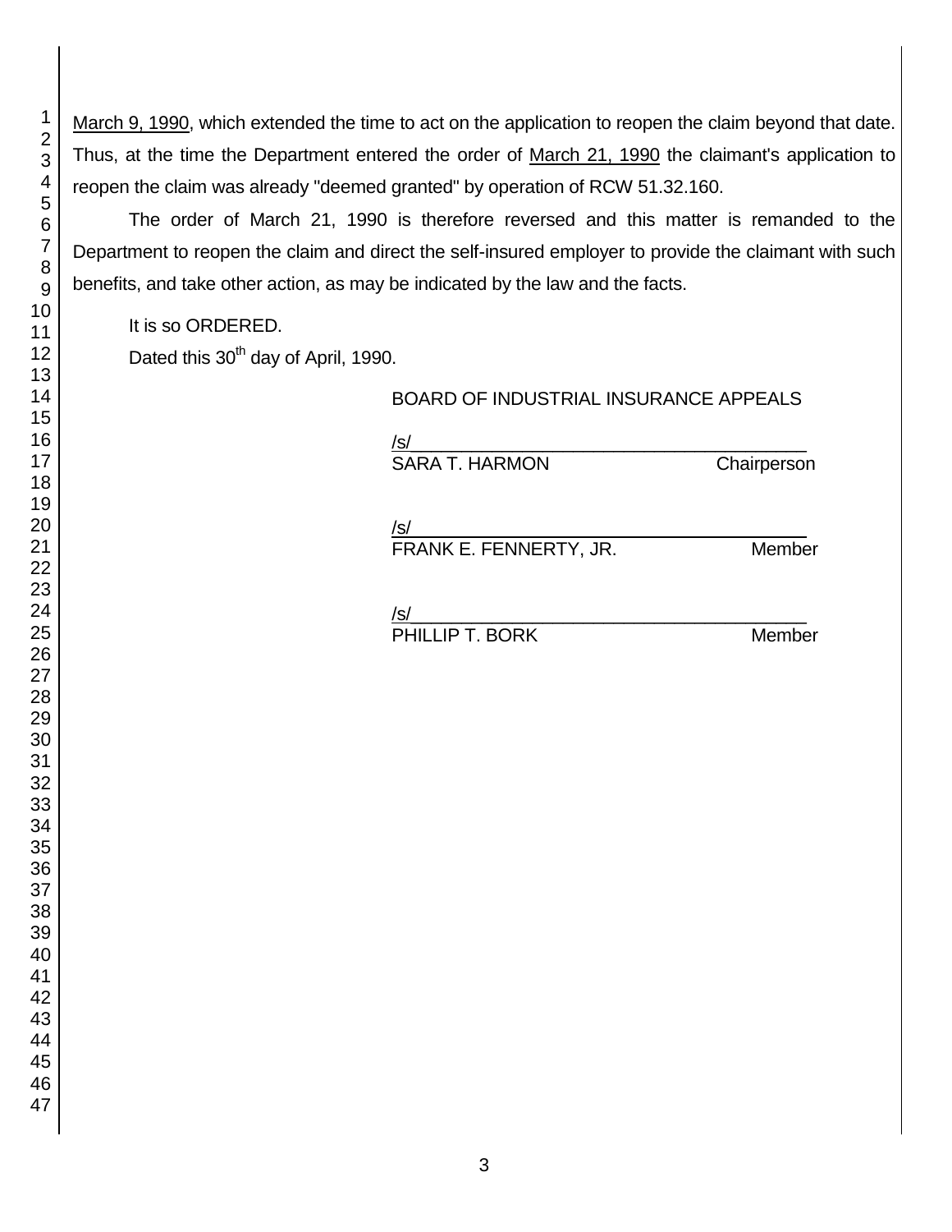March 9, 1990, which extended the time to act on the application to reopen the claim beyond that date. Thus, at the time the Department entered the order of March 21, 1990 the claimant's application to reopen the claim was already "deemed granted" by operation of RCW 51.32.160.

The order of March 21, 1990 is therefore reversed and this matter is remanded to the Department to reopen the claim and direct the self-insured employer to provide the claimant with such benefits, and take other action, as may be indicated by the law and the facts.

It is so ORDERED.

Dated this 30th day of April, 1990.

BOARD OF INDUSTRIAL INSURANCE APPEALS

/s/
SARA T. HARMON Chairperson

/s/
FRANK E. FENNERTY, JR. Member

/s/
PHILLIP T. BORK Member